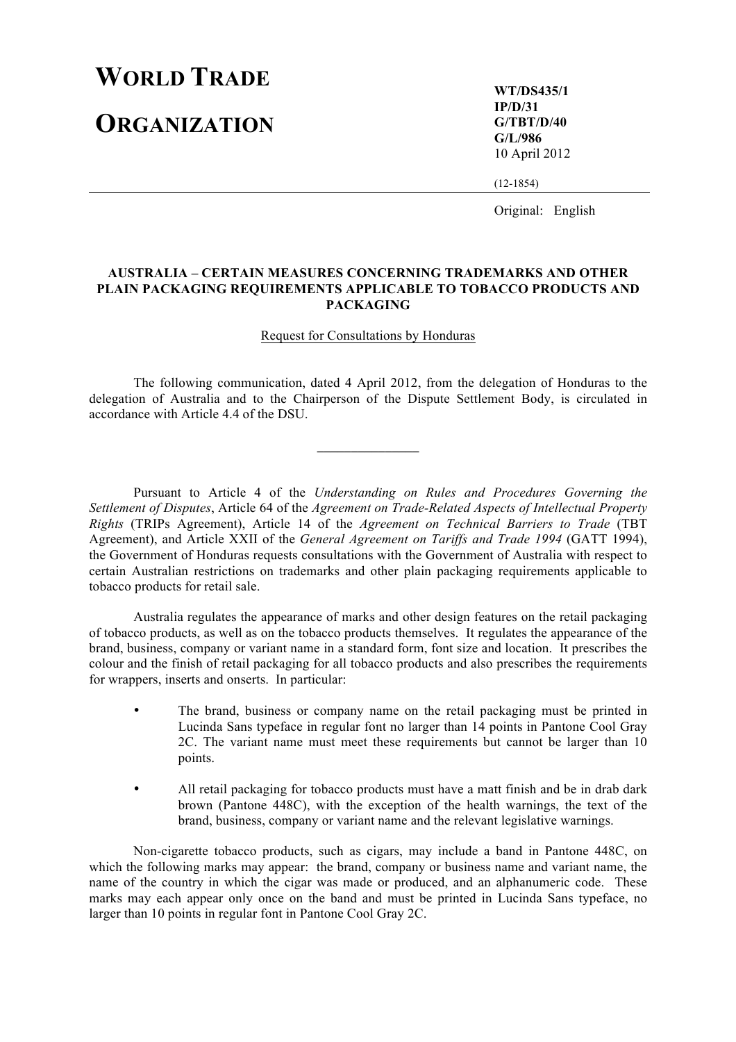# WORLD TRADE ORGANIZATION

**WT/DS435/1**
**IP/D/31**
**G/TBT/D/40**
**G/L/986**
10 April 2012

(12-1854)

Original: English

**AUSTRALIA – CERTAIN MEASURES CONCERNING TRADEMARKS AND OTHER PLAIN PACKAGING REQUIREMENTS APPLICABLE TO TOBACCO PRODUCTS AND PACKAGING**

Request for Consultations by Honduras

The following communication, dated 4 April 2012, from the delegation of Honduras to the delegation of Australia and to the Chairperson of the Dispute Settlement Body, is circulated in accordance with Article 4.4 of the DSU.

---

Pursuant to Article 4 of the *Understanding on Rules and Procedures Governing the Settlement of Disputes*, Article 64 of the *Agreement on Trade-Related Aspects of Intellectual Property Rights* (TRIPs Agreement), Article 14 of the *Agreement on Technical Barriers to Trade* (TBT Agreement), and Article XXII of the *General Agreement on Tariffs and Trade 1994* (GATT 1994), the Government of Honduras requests consultations with the Government of Australia with respect to certain Australian restrictions on trademarks and other plain packaging requirements applicable to tobacco products for retail sale.

Australia regulates the appearance of marks and other design features on the retail packaging of tobacco products, as well as on the tobacco products themselves. It regulates the appearance of the brand, business, company or variant name in a standard form, font size and location. It prescribes the colour and the finish of retail packaging for all tobacco products and also prescribes the requirements for wrappers, inserts and onserts. In particular:

- The brand, business or company name on the retail packaging must be printed in Lucinda Sans typeface in regular font no larger than 14 points in Pantone Cool Gray 2C. The variant name must meet these requirements but cannot be larger than 10 points.
- All retail packaging for tobacco products must have a matt finish and be in drab dark brown (Pantone 448C), with the exception of the health warnings, the text of the brand, business, company or variant name and the relevant legislative warnings.

Non-cigarette tobacco products, such as cigars, may include a band in Pantone 448C, on which the following marks may appear: the brand, company or business name and variant name, the name of the country in which the cigar was made or produced, and an alphanumeric code. These marks may each appear only once on the band and must be printed in Lucinda Sans typeface, no larger than 10 points in regular font in Pantone Cool Gray 2C.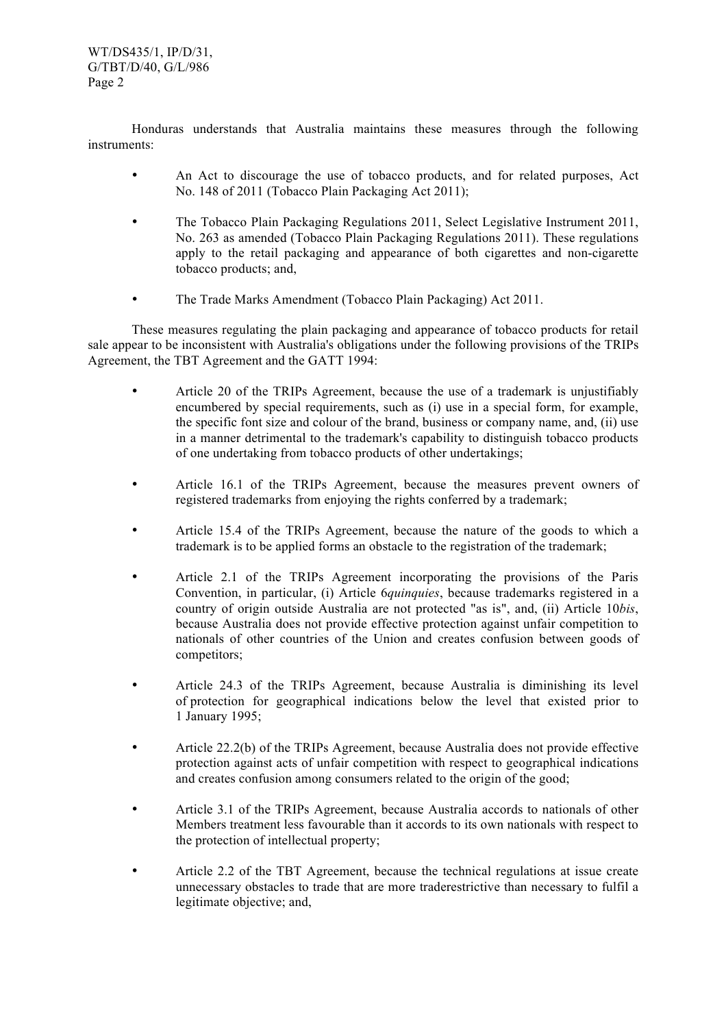Honduras understands that Australia maintains these measures through the following instruments:

- An Act to discourage the use of tobacco products, and for related purposes, Act No. 148 of 2011 (Tobacco Plain Packaging Act 2011);

- The Tobacco Plain Packaging Regulations 2011, Select Legislative Instrument 2011, No. 263 as amended (Tobacco Plain Packaging Regulations 2011). These regulations apply to the retail packaging and appearance of both cigarettes and non-cigarette tobacco products; and,

- The Trade Marks Amendment (Tobacco Plain Packaging) Act 2011.

These measures regulating the plain packaging and appearance of tobacco products for retail sale appear to be inconsistent with Australia's obligations under the following provisions of the TRIPs Agreement, the TBT Agreement and the GATT 1994:

- Article 20 of the TRIPs Agreement, because the use of a trademark is unjustifiably encumbered by special requirements, such as (i) use in a special form, for example, the specific font size and colour of the brand, business or company name, and, (ii) use in a manner detrimental to the trademark's capability to distinguish tobacco products of one undertaking from tobacco products of other undertakings;

- Article 16.1 of the TRIPs Agreement, because the measures prevent owners of registered trademarks from enjoying the rights conferred by a trademark;

- Article 15.4 of the TRIPs Agreement, because the nature of the goods to which a trademark is to be applied forms an obstacle to the registration of the trademark;

- Article 2.1 of the TRIPs Agreement incorporating the provisions of the Paris Convention, in particular, (i) Article 6*quinquies*, because trademarks registered in a country of origin outside Australia are not protected "as is", and, (ii) Article 10*bis*, because Australia does not provide effective protection against unfair competition to nationals of other countries of the Union and creates confusion between goods of competitors;

- Article 24.3 of the TRIPs Agreement, because Australia is diminishing its level of protection for geographical indications below the level that existed prior to 1 January 1995;

- Article 22.2(b) of the TRIPs Agreement, because Australia does not provide effective protection against acts of unfair competition with respect to geographical indications and creates confusion among consumers related to the origin of the good;

- Article 3.1 of the TRIPs Agreement, because Australia accords to nationals of other Members treatment less favourable than it accords to its own nationals with respect to the protection of intellectual property;

- Article 2.2 of the TBT Agreement, because the technical regulations at issue create unnecessary obstacles to trade that are more traderestrictive than necessary to fulfil a legitimate objective; and,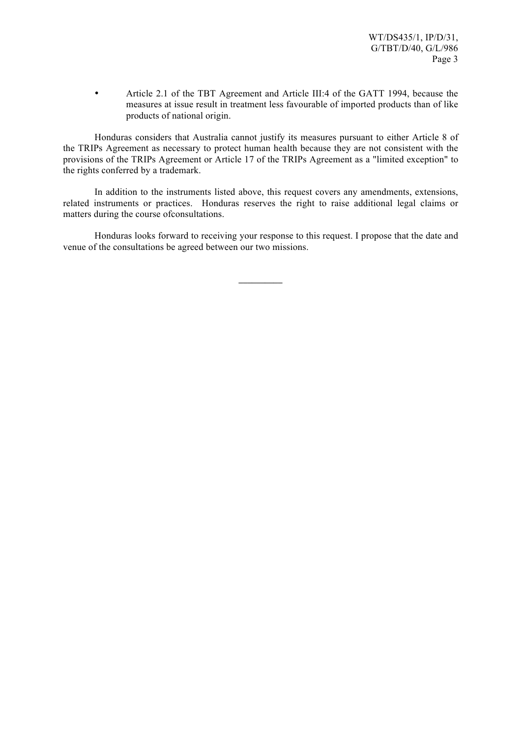- Article 2.1 of the TBT Agreement and Article III:4 of the GATT 1994, because the measures at issue result in treatment less favourable of imported products than of like products of national origin.

Honduras considers that Australia cannot justify its measures pursuant to either Article 8 of the TRIPs Agreement as necessary to protect human health because they are not consistent with the provisions of the TRIPs Agreement or Article 17 of the TRIPs Agreement as a "limited exception" to the rights conferred by a trademark.

In addition to the instruments listed above, this request covers any amendments, extensions, related instruments or practices. Honduras reserves the right to raise additional legal claims or matters during the course ofconsultations.

Honduras looks forward to receiving your response to this request. I propose that the date and venue of the consultations be agreed between our two missions.

\_\_\_\_\_\_\_\_\_\_